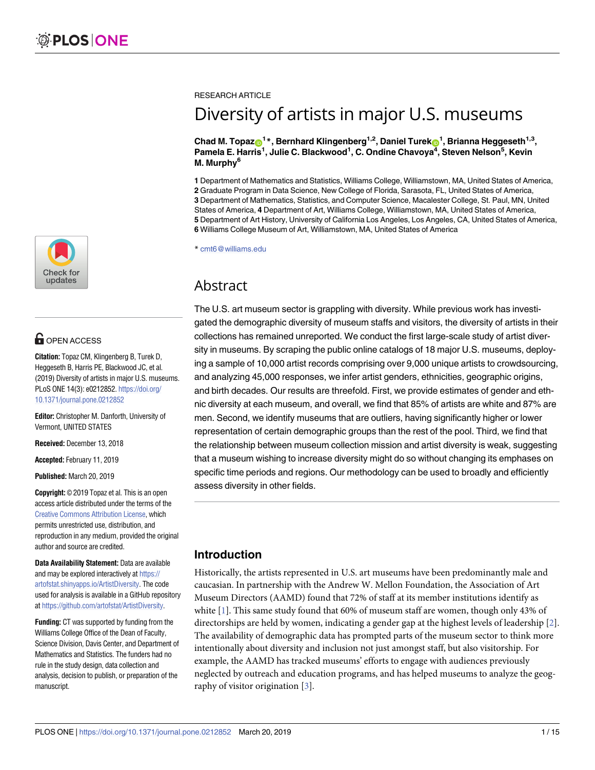RESEARCH ARTICLE

# Diversity of artists in major U.S. museums

**Chad M. Topaz[1]*, Bernhard Klingenberg[1,2], Daniel Turek[1], Brianna Heggeseth[1,3], Pamela E. Harris[1], Julie C. Blackwood[1], C. Ondine Chavoya[4], Steven Nelson[5], Kevin M. Murphy[6]**

**1** Department of Mathematics and Statistics, Williams College, Williamstown, MA, United States of America, **2** Graduate Program in Data Science, New College of Florida, Sarasota, FL, United States of America, **3** Department of Mathematics, Statistics, and Computer Science, Macalester College, St. Paul, MN, United States of America, **4** Department of Art, Williams College, Williamstown, MA, United States of America, **5** Department of Art History, University of California Los Angeles, Los Angeles, CA, United States of America, **6** Williams College Museum of Art, Williamstown, MA, United States of America

* cmt6@williams.edu

OPEN ACCESS

**Citation:** Topaz CM, Klingenberg B, Turek D, Heggeseth B, Harris PE, Blackwood JC, et al. (2019) Diversity of artists in major U.S. museums. PLoS ONE 14(3): e0212852. https://doi.org/10.1371/journal.pone.0212852

**Editor:** Christopher M. Danforth, University of Vermont, UNITED STATES

**Received:** December 13, 2018

**Accepted:** February 11, 2019

**Published:** March 20, 2019

**Copyright:** © 2019 Topaz et al. This is an open access article distributed under the terms of the Creative Commons Attribution License, which permits unrestricted use, distribution, and reproduction in any medium, provided the original author and source are credited.

**Data Availability Statement:** Data are available and may be explored interactively at https://artofstat.shinyapps.io/ArtistDiversity. The code used for analysis is available in a GitHub repository at https://github.com/artofstat/ArtistDiversity.

**Funding:** CT was supported by funding from the Williams College Office of the Dean of Faculty, Science Division, Davis Center, and Department of Mathematics and Statistics. The funders had no rule in the study design, data collection and analysis, decision to publish, or preparation of the manuscript.

## Abstract

The U.S. art museum sector is grappling with diversity. While previous work has investigated the demographic diversity of museum staffs and visitors, the diversity of artists in their collections has remained unreported. We conduct the first large-scale study of artist diversity in museums. By scraping the public online catalogs of 18 major U.S. museums, deploying a sample of 10,000 artist records comprising over 9,000 unique artists to crowdsourcing, and analyzing 45,000 responses, we infer artist genders, ethnicities, geographic origins, and birth decades. Our results are threefold. First, we provide estimates of gender and ethnic diversity at each museum, and overall, we find that 85% of artists are white and 87% are men. Second, we identify museums that are outliers, having significantly higher or lower representation of certain demographic groups than the rest of the pool. Third, we find that the relationship between museum collection mission and artist diversity is weak, suggesting that a museum wishing to increase diversity might do so without changing its emphases on specific time periods and regions. Our methodology can be used to broadly and efficiently assess diversity in other fields.

## Introduction

Historically, the artists represented in U.S. art museums have been predominantly male and caucasian. In partnership with the Andrew W. Mellon Foundation, the Association of Art Museum Directors (AAMD) found that 72% of staff at its member institutions identify as white [1]. This same study found that 60% of museum staff are women, though only 43% of directorships are held by women, indicating a gender gap at the highest levels of leadership [2]. The availability of demographic data has prompted parts of the museum sector to think more intentionally about diversity and inclusion not just amongst staff, but also visitorship. For example, the AAMD has tracked museums' efforts to engage with audiences previously neglected by outreach and education programs, and has helped museums to analyze the geography of visitor origination [3].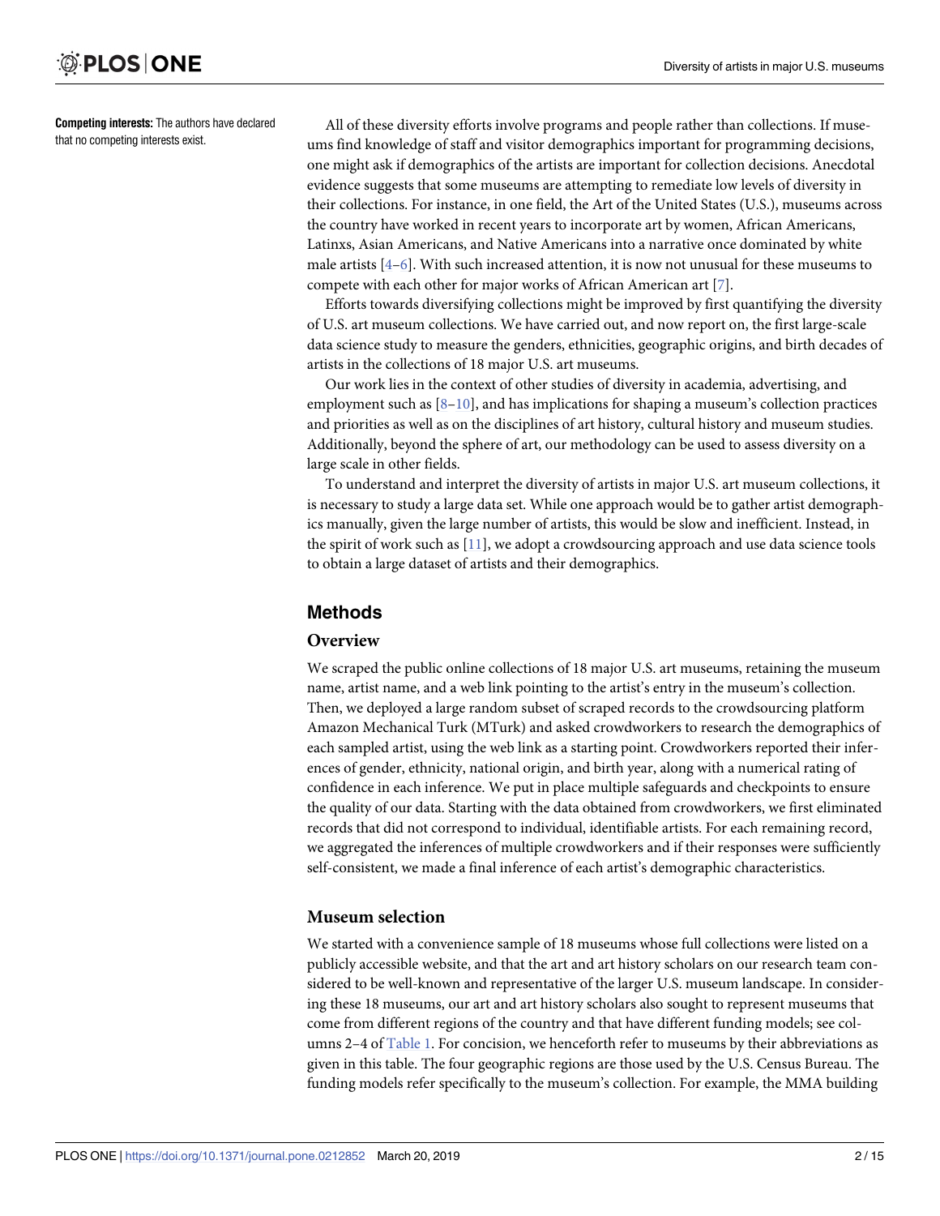**Competing interests:** The authors have declared that no competing interests exist.

All of these diversity efforts involve programs and people rather than collections. If museums find knowledge of staff and visitor demographics important for programming decisions, one might ask if demographics of the artists are important for collection decisions. Anecdotal evidence suggests that some museums are attempting to remediate low levels of diversity in their collections. For instance, in one field, the Art of the United States (U.S.), museums across the country have worked in recent years to incorporate art by women, African Americans, Latinxs, Asian Americans, and Native Americans into a narrative once dominated by white male artists [4–6]. With such increased attention, it is now not unusual for these museums to compete with each other for major works of African American art [7].

Efforts towards diversifying collections might be improved by first quantifying the diversity of U.S. art museum collections. We have carried out, and now report on, the first large-scale data science study to measure the genders, ethnicities, geographic origins, and birth decades of artists in the collections of 18 major U.S. art museums.

Our work lies in the context of other studies of diversity in academia, advertising, and employment such as [8–10], and has implications for shaping a museum's collection practices and priorities as well as on the disciplines of art history, cultural history and museum studies. Additionally, beyond the sphere of art, our methodology can be used to assess diversity on a large scale in other fields.

To understand and interpret the diversity of artists in major U.S. art museum collections, it is necessary to study a large data set. While one approach would be to gather artist demographics manually, given the large number of artists, this would be slow and inefficient. Instead, in the spirit of work such as [11], we adopt a crowdsourcing approach and use data science tools to obtain a large dataset of artists and their demographics.

## Methods

### Overview

We scraped the public online collections of 18 major U.S. art museums, retaining the museum name, artist name, and a web link pointing to the artist's entry in the museum's collection. Then, we deployed a large random subset of scraped records to the crowdsourcing platform Amazon Mechanical Turk (MTurk) and asked crowdworkers to research the demographics of each sampled artist, using the web link as a starting point. Crowdworkers reported their inferences of gender, ethnicity, national origin, and birth year, along with a numerical rating of confidence in each inference. We put in place multiple safeguards and checkpoints to ensure the quality of our data. Starting with the data obtained from crowdworkers, we first eliminated records that did not correspond to individual, identifiable artists. For each remaining record, we aggregated the inferences of multiple crowdworkers and if their responses were sufficiently self-consistent, we made a final inference of each artist's demographic characteristics.

### Museum selection

We started with a convenience sample of 18 museums whose full collections were listed on a publicly accessible website, and that the art and art history scholars on our research team considered to be well-known and representative of the larger U.S. museum landscape. In considering these 18 museums, our art and art history scholars also sought to represent museums that come from different regions of the country and that have different funding models; see columns 2–4 of Table 1. For concision, we henceforth refer to museums by their abbreviations as given in this table. The four geographic regions are those used by the U.S. Census Bureau. The funding models refer specifically to the museum's collection. For example, the MMA building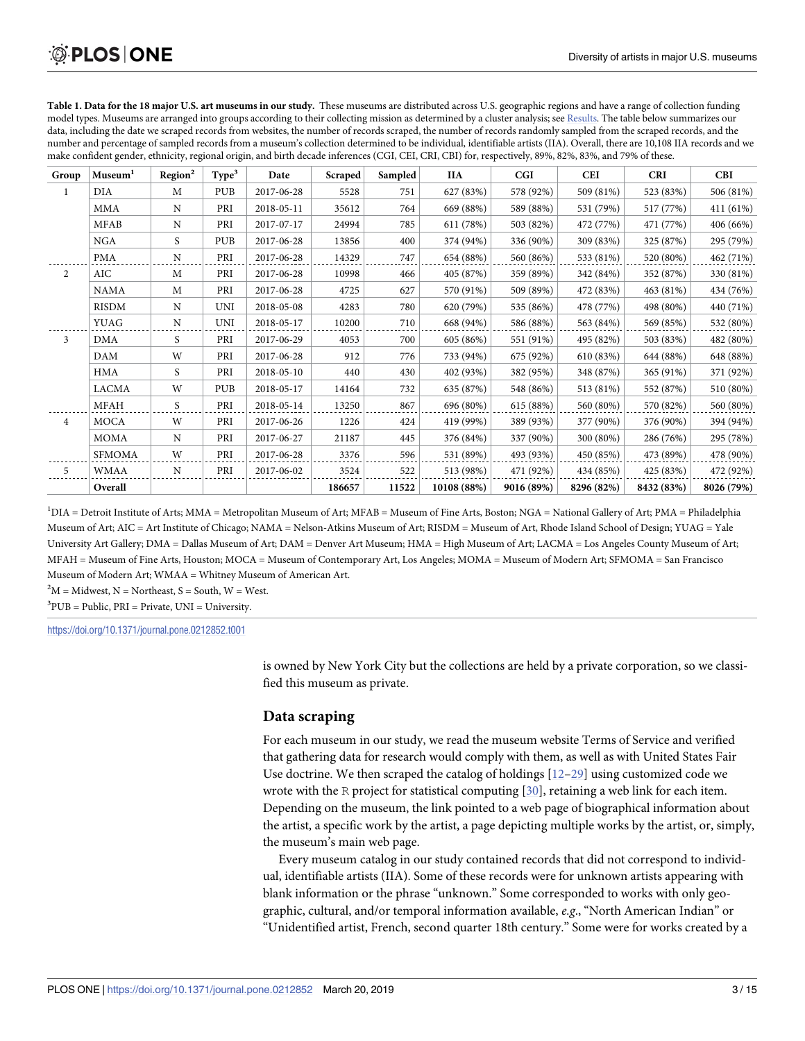**Table 1. Data for the 18 major U.S. art museums in our study.** These museums are distributed across U.S. geographic regions and have a range of collection funding model types. Museums are arranged into groups according to their collecting mission as determined by a cluster analysis; see Results. The table below summarizes our data, including the date we scraped records from websites, the number of records scraped, the number of records randomly sampled from the scraped records, and the number and percentage of sampled records from a museum's collection determined to be individual, identifiable artists (IIA). Overall, there are 10,108 IIA records and we make confident gender, ethnicity, regional origin, and birth decade inferences (CGI, CEI, CRI, CBI) for, respectively, 89%, 82%, 83%, and 79% of these.

| Group | Museum[1] | Region[2] | Type[3] | Date | Scraped | Sampled | IIA | CGI | CEI | CRI | CBI |
|---|---|---|---|---|---|---|---|---|---|---|---|
| 1 | DIA | M | PUB | 2017-06-28 | 5528 | 751 | 627 (83%) | 578 (92%) | 509 (81%) | 523 (83%) | 506 (81%) |
| | MMA | N | PRI | 2018-05-11 | 35612 | 764 | 669 (88%) | 589 (88%) | 531 (79%) | 517 (77%) | 411 (61%) |
| | MFAB | N | PRI | 2017-07-17 | 24994 | 785 | 611 (78%) | 503 (82%) | 472 (77%) | 471 (77%) | 406 (66%) |
| | NGA | S | PUB | 2017-06-28 | 13856 | 400 | 374 (94%) | 336 (90%) | 309 (83%) | 325 (87%) | 295 (79%) |
| | PMA | N | PRI | 2017-06-28 | 14329 | 747 | 654 (88%) | 560 (86%) | 533 (81%) | 520 (80%) | 462 (71%) |
| 2 | AIC | M | PRI | 2017-06-28 | 10998 | 466 | 405 (87%) | 359 (89%) | 342 (84%) | 352 (87%) | 330 (81%) |
| | NAMA | M | PRI | 2017-06-28 | 4725 | 627 | 570 (91%) | 509 (89%) | 472 (83%) | 463 (81%) | 434 (76%) |
| | RISDM | N | UNI | 2018-05-08 | 4283 | 780 | 620 (79%) | 535 (86%) | 478 (77%) | 498 (80%) | 440 (71%) |
| | YUAG | N | UNI | 2018-05-17 | 10200 | 710 | 668 (94%) | 586 (88%) | 563 (84%) | 569 (85%) | 532 (80%) |
| 3 | DMA | S | PRI | 2017-06-29 | 4053 | 700 | 605 (86%) | 551 (91%) | 495 (82%) | 503 (83%) | 482 (80%) |
| | DAM | W | PRI | 2017-06-28 | 912 | 776 | 733 (94%) | 675 (92%) | 610 (83%) | 644 (88%) | 648 (88%) |
| | HMA | S | PRI | 2018-05-10 | 440 | 430 | 402 (93%) | 382 (95%) | 348 (87%) | 365 (91%) | 371 (92%) |
| | LACMA | W | PUB | 2018-05-17 | 14164 | 732 | 635 (87%) | 548 (86%) | 513 (81%) | 552 (87%) | 510 (80%) |
| | MFAH | S | PRI | 2018-05-14 | 13250 | 867 | 696 (80%) | 615 (88%) | 560 (80%) | 570 (82%) | 560 (80%) |
| 4 | MOCA | W | PRI | 2017-06-26 | 1226 | 424 | 419 (99%) | 389 (93%) | 377 (90%) | 376 (90%) | 394 (94%) |
| | MOMA | N | PRI | 2017-06-27 | 21187 | 445 | 376 (84%) | 337 (90%) | 300 (80%) | 286 (76%) | 295 (78%) |
| | SFMOMA | W | PRI | 2017-06-28 | 3376 | 596 | 531 (89%) | 493 (93%) | 450 (85%) | 473 (89%) | 478 (90%) |
| 5 | WMAA | N | PRI | 2017-06-02 | 3524 | 522 | 513 (98%) | 471 (92%) | 434 (85%) | 425 (83%) | 472 (92%) |
| | **Overall** | | | | **186657** | **11522** | **10108 (88%)** | **9016 (89%)** | **8296 (82%)** | **8432 (83%)** | **8026 (79%)** |

[1]DIA = Detroit Institute of Arts; MMA = Metropolitan Museum of Art; MFAB = Museum of Fine Arts, Boston; NGA = National Gallery of Art; PMA = Philadelphia Museum of Art; AIC = Art Institute of Chicago; NAMA = Nelson-Atkins Museum of Art; RISDM = Museum of Art, Rhode Island School of Design; YUAG = Yale University Art Gallery; DMA = Dallas Museum of Art; DAM = Denver Art Museum; HMA = High Museum of Art; LACMA = Los Angeles County Museum of Art; MFAH = Museum of Fine Arts, Houston; MOCA = Museum of Contemporary Art, Los Angeles; MOMA = Museum of Modern Art; SFMOMA = San Francisco Museum of Modern Art; WMAA = Whitney Museum of American Art.

[2]M = Midwest, N = Northeast, S = South, W = West.

[3]PUB = Public, PRI = Private, UNI = University.

https://doi.org/10.1371/journal.pone.0212852.t001

is owned by New York City but the collections are held by a private corporation, so we classified this museum as private.

## Data scraping

For each museum in our study, we read the museum website Terms of Service and verified that gathering data for research would comply with them, as well as with United States Fair Use doctrine. We then scraped the catalog of holdings [12–29] using customized code we wrote with the R project for statistical computing [30], retaining a web link for each item. Depending on the museum, the link pointed to a web page of biographical information about the artist, a specific work by the artist, a page depicting multiple works by the artist, or, simply, the museum's main web page.

Every museum catalog in our study contained records that did not correspond to individual, identifiable artists (IIA). Some of these records were for unknown artists appearing with blank information or the phrase "unknown." Some corresponded to works with only geographic, cultural, and/or temporal information available, *e.g.*, "North American Indian" or "Unidentified artist, French, second quarter 18th century." Some were for works created by a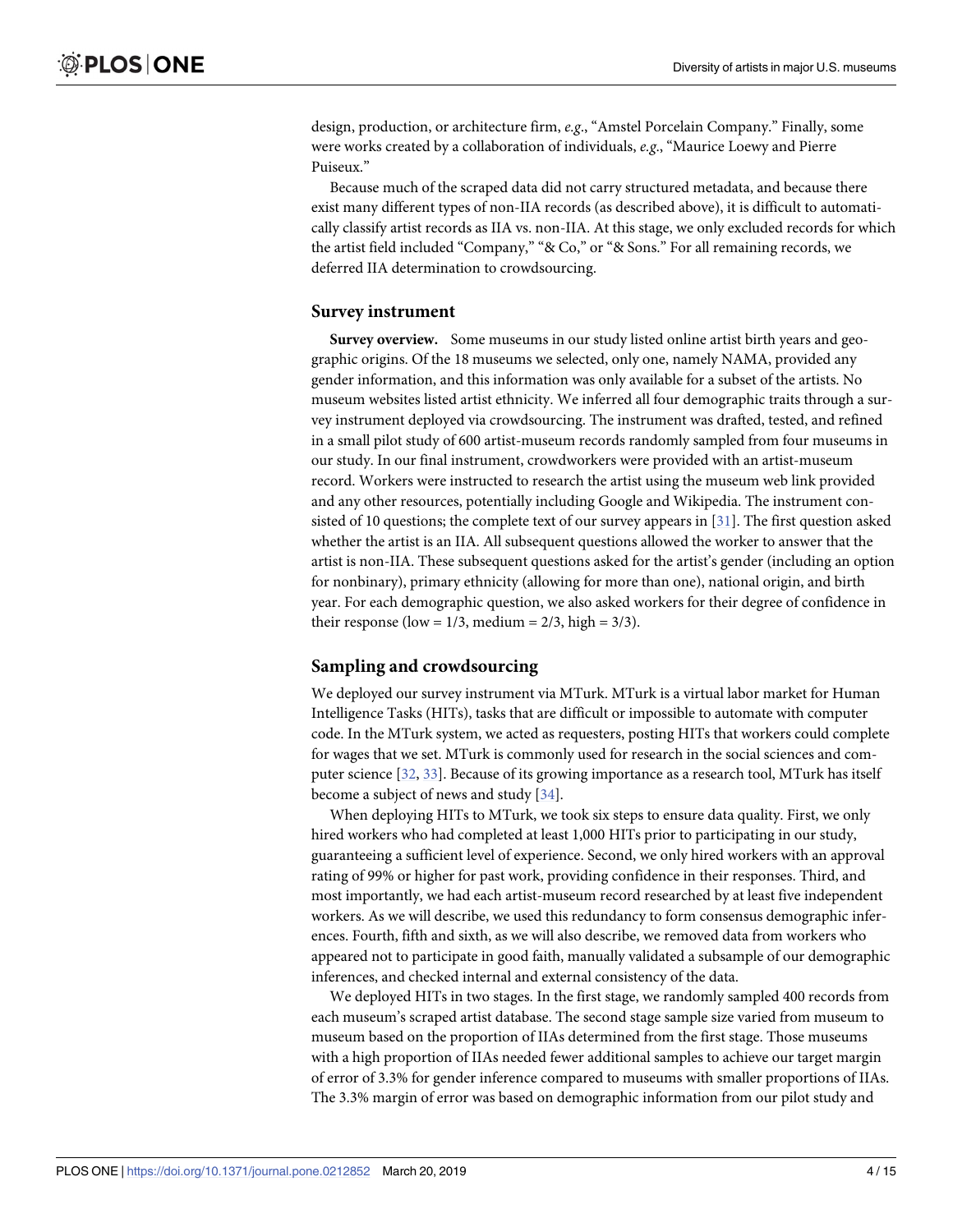design, production, or architecture firm, *e.g.*, "Amstel Porcelain Company." Finally, some were works created by a collaboration of individuals, *e.g.*, "Maurice Loewy and Pierre Puiseux."

Because much of the scraped data did not carry structured metadata, and because there exist many different types of non-IIA records (as described above), it is difficult to automatically classify artist records as IIA vs. non-IIA. At this stage, we only excluded records for which the artist field included "Company," "& Co," or "& Sons." For all remaining records, we deferred IIA determination to crowdsourcing.

## Survey instrument

**Survey overview.** Some museums in our study listed online artist birth years and geographic origins. Of the 18 museums we selected, only one, namely NAMA, provided any gender information, and this information was only available for a subset of the artists. No museum websites listed artist ethnicity. We inferred all four demographic traits through a survey instrument deployed via crowdsourcing. The instrument was drafted, tested, and refined in a small pilot study of 600 artist-museum records randomly sampled from four museums in our study. In our final instrument, crowdworkers were provided with an artist-museum record. Workers were instructed to research the artist using the museum web link provided and any other resources, potentially including Google and Wikipedia. The instrument consisted of 10 questions; the complete text of our survey appears in [31]. The first question asked whether the artist is an IIA. All subsequent questions allowed the worker to answer that the artist is non-IIA. These subsequent questions asked for the artist's gender (including an option for nonbinary), primary ethnicity (allowing for more than one), national origin, and birth year. For each demographic question, we also asked workers for their degree of confidence in their response (low = 1/3, medium = 2/3, high = 3/3).

## Sampling and crowdsourcing

We deployed our survey instrument via MTurk. MTurk is a virtual labor market for Human Intelligence Tasks (HITs), tasks that are difficult or impossible to automate with computer code. In the MTurk system, we acted as requesters, posting HITs that workers could complete for wages that we set. MTurk is commonly used for research in the social sciences and computer science [32, 33]. Because of its growing importance as a research tool, MTurk has itself become a subject of news and study [34].

When deploying HITs to MTurk, we took six steps to ensure data quality. First, we only hired workers who had completed at least 1,000 HITs prior to participating in our study, guaranteeing a sufficient level of experience. Second, we only hired workers with an approval rating of 99% or higher for past work, providing confidence in their responses. Third, and most importantly, we had each artist-museum record researched by at least five independent workers. As we will describe, we used this redundancy to form consensus demographic inferences. Fourth, fifth and sixth, as we will also describe, we removed data from workers who appeared not to participate in good faith, manually validated a subsample of our demographic inferences, and checked internal and external consistency of the data.

We deployed HITs in two stages. In the first stage, we randomly sampled 400 records from each museum's scraped artist database. The second stage sample size varied from museum to museum based on the proportion of IIAs determined from the first stage. Those museums with a high proportion of IIAs needed fewer additional samples to achieve our target margin of error of 3.3% for gender inference compared to museums with smaller proportions of IIAs. The 3.3% margin of error was based on demographic information from our pilot study and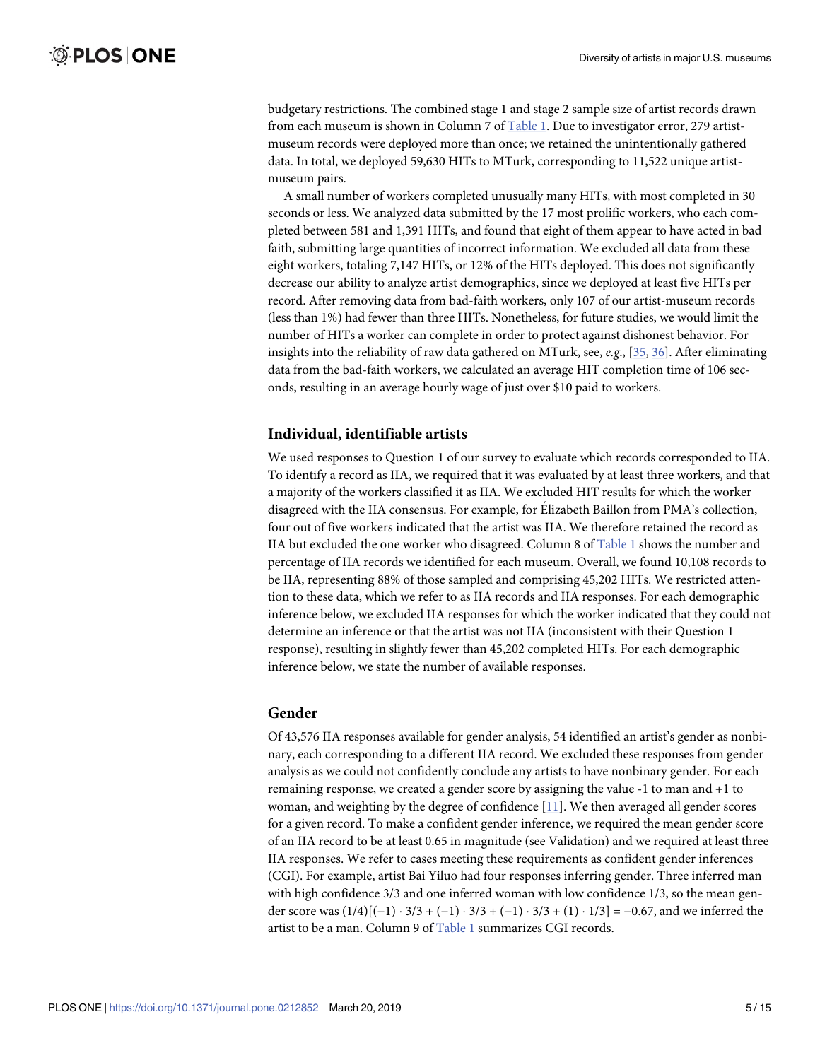budgetary restrictions. The combined stage 1 and stage 2 sample size of artist records drawn from each museum is shown in Column 7 of Table 1. Due to investigator error, 279 artist-museum records were deployed more than once; we retained the unintentionally gathered data. In total, we deployed 59,630 HITs to MTurk, corresponding to 11,522 unique artist-museum pairs.

A small number of workers completed unusually many HITs, with most completed in 30 seconds or less. We analyzed data submitted by the 17 most prolific workers, who each completed between 581 and 1,391 HITs, and found that eight of them appear to have acted in bad faith, submitting large quantities of incorrect information. We excluded all data from these eight workers, totaling 7,147 HITs, or 12% of the HITs deployed. This does not significantly decrease our ability to analyze artist demographics, since we deployed at least five HITs per record. After removing data from bad-faith workers, only 107 of our artist-museum records (less than 1%) had fewer than three HITs. Nonetheless, for future studies, we would limit the number of HITs a worker can complete in order to protect against dishonest behavior. For insights into the reliability of raw data gathered on MTurk, see, *e.g.*, [35, 36]. After eliminating data from the bad-faith workers, we calculated an average HIT completion time of 106 seconds, resulting in an average hourly wage of just over $10 paid to workers.

## Individual, identifiable artists

We used responses to Question 1 of our survey to evaluate which records corresponded to IIA. To identify a record as IIA, we required that it was evaluated by at least three workers, and that a majority of the workers classified it as IIA. We excluded HIT results for which the worker disagreed with the IIA consensus. For example, for Élizabeth Baillon from PMA's collection, four out of five workers indicated that the artist was IIA. We therefore retained the record as IIA but excluded the one worker who disagreed. Column 8 of Table 1 shows the number and percentage of IIA records we identified for each museum. Overall, we found 10,108 records to be IIA, representing 88% of those sampled and comprising 45,202 HITs. We restricted attention to these data, which we refer to as IIA records and IIA responses. For each demographic inference below, we excluded IIA responses for which the worker indicated that they could not determine an inference or that the artist was not IIA (inconsistent with their Question 1 response), resulting in slightly fewer than 45,202 completed HITs. For each demographic inference below, we state the number of available responses.

## Gender

Of 43,576 IIA responses available for gender analysis, 54 identified an artist's gender as nonbinary, each corresponding to a different IIA record. We excluded these responses from gender analysis as we could not confidently conclude any artists to have nonbinary gender. For each remaining response, we created a gender score by assigning the value -1 to man and +1 to woman, and weighting by the degree of confidence [11]. We then averaged all gender scores for a given record. To make a confident gender inference, we required the mean gender score of an IIA record to be at least 0.65 in magnitude (see Validation) and we required at least three IIA responses. We refer to cases meeting these requirements as confident gender inferences (CGI). For example, artist Bai Yiluo had four responses inferring gender. Three inferred man with high confidence 3/3 and one inferred woman with low confidence 1/3, so the mean gender score was $(1/4)[(-1) \cdot 3/3 + (-1) \cdot 3/3 + (-1) \cdot 3/3 + (1) \cdot 1/3] = -0.67$, and we inferred the artist to be a man. Column 9 of Table 1 summarizes CGI records.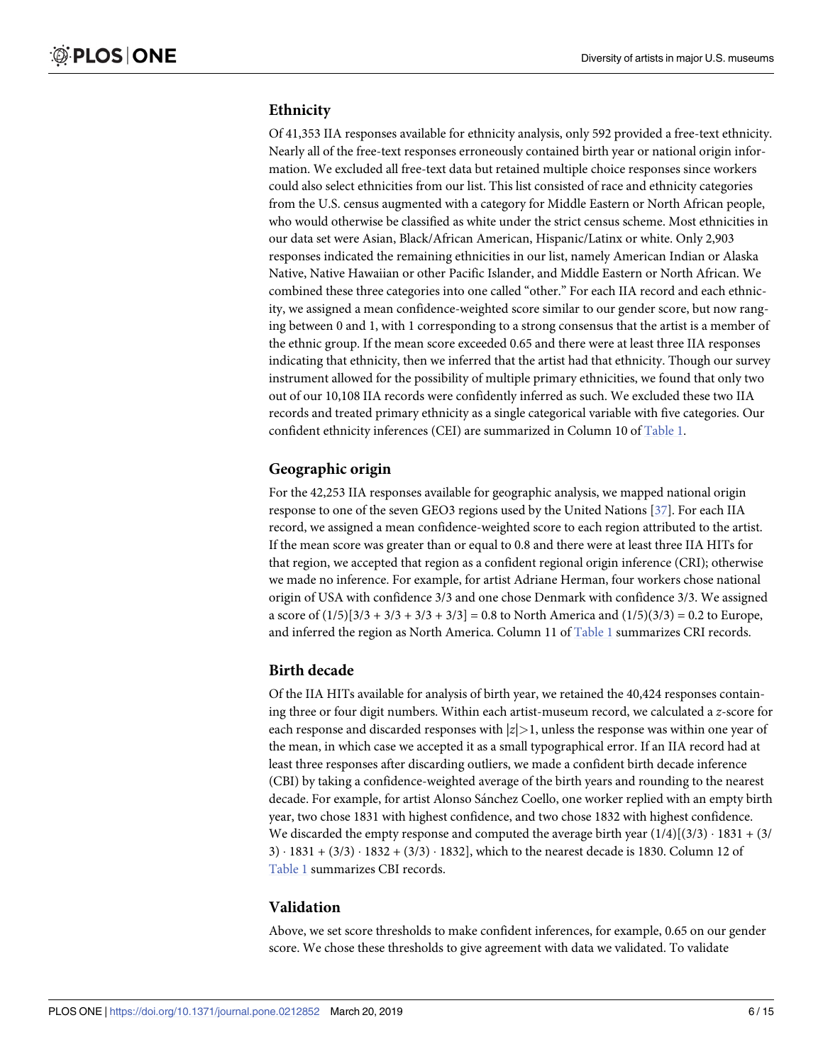### Ethnicity

Of 41,353 IIA responses available for ethnicity analysis, only 592 provided a free-text ethnicity. Nearly all of the free-text responses erroneously contained birth year or national origin information. We excluded all free-text data but retained multiple choice responses since workers could also select ethnicities from our list. This list consisted of race and ethnicity categories from the U.S. census augmented with a category for Middle Eastern or North African people, who would otherwise be classified as white under the strict census scheme. Most ethnicities in our data set were Asian, Black/African American, Hispanic/Latinx or white. Only 2,903 responses indicated the remaining ethnicities in our list, namely American Indian or Alaska Native, Native Hawaiian or other Pacific Islander, and Middle Eastern or North African. We combined these three categories into one called "other." For each IIA record and each ethnicity, we assigned a mean confidence-weighted score similar to our gender score, but now ranging between 0 and 1, with 1 corresponding to a strong consensus that the artist is a member of the ethnic group. If the mean score exceeded 0.65 and there were at least three IIA responses indicating that ethnicity, then we inferred that the artist had that ethnicity. Though our survey instrument allowed for the possibility of multiple primary ethnicities, we found that only two out of our 10,108 IIA records were confidently inferred as such. We excluded these two IIA records and treated primary ethnicity as a single categorical variable with five categories. Our confident ethnicity inferences (CEI) are summarized in Column 10 of Table 1.

### Geographic origin

For the 42,253 IIA responses available for geographic analysis, we mapped national origin response to one of the seven GEO3 regions used by the United Nations [37]. For each IIA record, we assigned a mean confidence-weighted score to each region attributed to the artist. If the mean score was greater than or equal to 0.8 and there were at least three IIA HITs for that region, we accepted that region as a confident regional origin inference (CRI); otherwise we made no inference. For example, for artist Adriane Herman, four workers chose national origin of USA with confidence 3/3 and one chose Denmark with confidence 3/3. We assigned a score of $(1/5)[3/3 + 3/3 + 3/3 + 3/3] = 0.8$ to North America and $(1/5)(3/3) = 0.2$ to Europe, and inferred the region as North America. Column 11 of Table 1 summarizes CRI records.

### Birth decade

Of the IIA HITs available for analysis of birth year, we retained the 40,424 responses containing three or four digit numbers. Within each artist-museum record, we calculated a *z*-score for each response and discarded responses with $|z|>1$, unless the response was within one year of the mean, in which case we accepted it as a small typographical error. If an IIA record had at least three responses after discarding outliers, we made a confident birth decade inference (CBI) by taking a confidence-weighted average of the birth years and rounding to the nearest decade. For example, for artist Alonso Sánchez Coello, one worker replied with an empty birth year, two chose 1831 with highest confidence, and two chose 1832 with highest confidence. We discarded the empty response and computed the average birth year $(1/4)[(3/3) \cdot 1831 + (3/3) \cdot 1831 + (3/3) \cdot 1832 + (3/3) \cdot 1832]$, which to the nearest decade is 1830. Column 12 of Table 1 summarizes CBI records.

### Validation

Above, we set score thresholds to make confident inferences, for example, 0.65 on our gender score. We chose these thresholds to give agreement with data we validated. To validate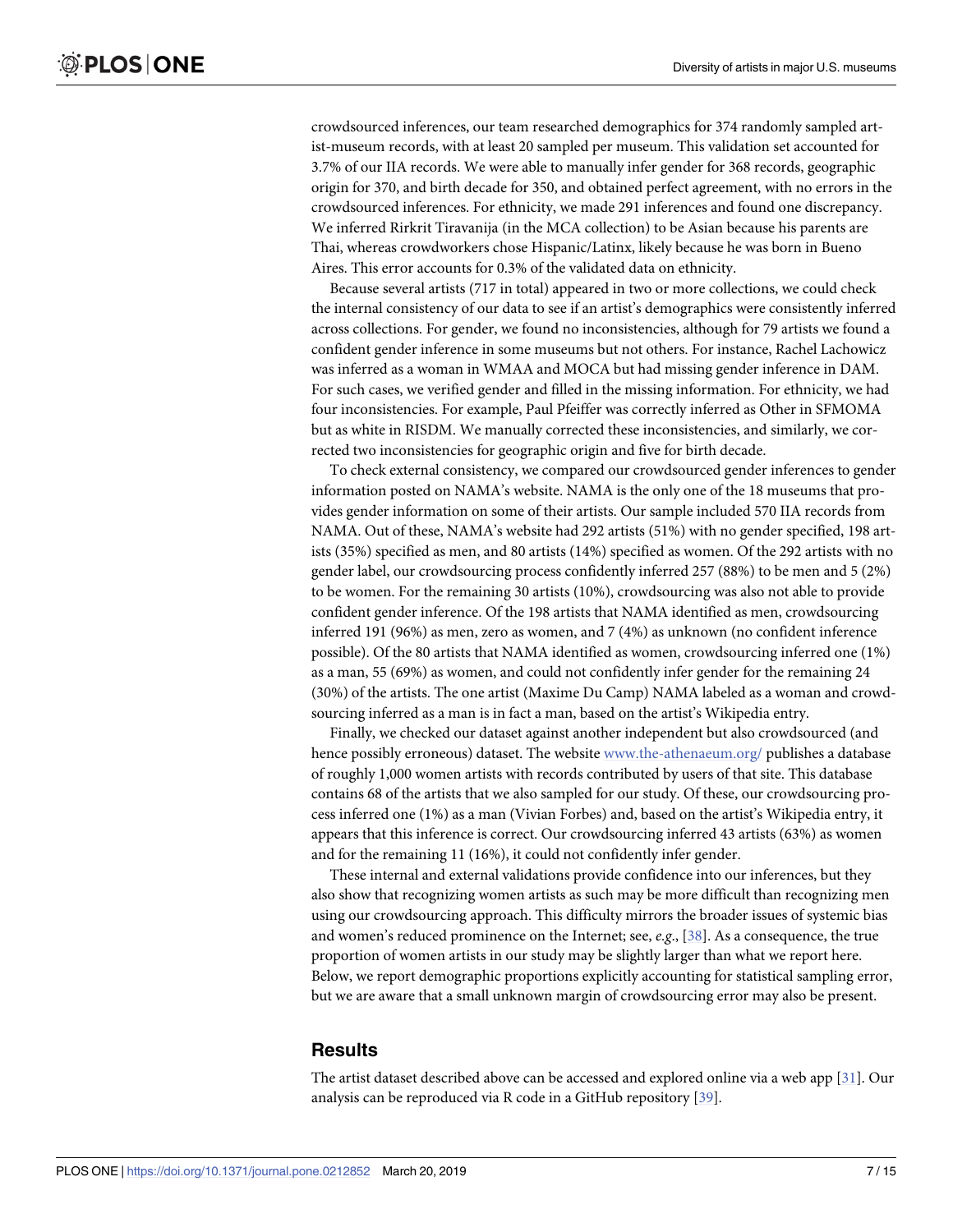crowdsourced inferences, our team researched demographics for 374 randomly sampled artist-museum records, with at least 20 sampled per museum. This validation set accounted for 3.7% of our IIA records. We were able to manually infer gender for 368 records, geographic origin for 370, and birth decade for 350, and obtained perfect agreement, with no errors in the crowdsourced inferences. For ethnicity, we made 291 inferences and found one discrepancy. We inferred Rirkrit Tiravanija (in the MCA collection) to be Asian because his parents are Thai, whereas crowdworkers chose Hispanic/Latinx, likely because he was born in Bueno Aires. This error accounts for 0.3% of the validated data on ethnicity.

Because several artists (717 in total) appeared in two or more collections, we could check the internal consistency of our data to see if an artist's demographics were consistently inferred across collections. For gender, we found no inconsistencies, although for 79 artists we found a confident gender inference in some museums but not others. For instance, Rachel Lachowicz was inferred as a woman in WMAA and MOCA but had missing gender inference in DAM. For such cases, we verified gender and filled in the missing information. For ethnicity, we had four inconsistencies. For example, Paul Pfeiffer was correctly inferred as Other in SFMOMA but as white in RISDM. We manually corrected these inconsistencies, and similarly, we corrected two inconsistencies for geographic origin and five for birth decade.

To check external consistency, we compared our crowdsourced gender inferences to gender information posted on NAMA's website. NAMA is the only one of the 18 museums that provides gender information on some of their artists. Our sample included 570 IIA records from NAMA. Out of these, NAMA's website had 292 artists (51%) with no gender specified, 198 artists (35%) specified as men, and 80 artists (14%) specified as women. Of the 292 artists with no gender label, our crowdsourcing process confidently inferred 257 (88%) to be men and 5 (2%) to be women. For the remaining 30 artists (10%), crowdsourcing was also not able to provide confident gender inference. Of the 198 artists that NAMA identified as men, crowdsourcing inferred 191 (96%) as men, zero as women, and 7 (4%) as unknown (no confident inference possible). Of the 80 artists that NAMA identified as women, crowdsourcing inferred one (1%) as a man, 55 (69%) as women, and could not confidently infer gender for the remaining 24 (30%) of the artists. The one artist (Maxime Du Camp) NAMA labeled as a woman and crowdsourcing inferred as a man is in fact a man, based on the artist's Wikipedia entry.

Finally, we checked our dataset against another independent but also crowdsourced (and hence possibly erroneous) dataset. The website www.the-athenaeum.org/ publishes a database of roughly 1,000 women artists with records contributed by users of that site. This database contains 68 of the artists that we also sampled for our study. Of these, our crowdsourcing process inferred one (1%) as a man (Vivian Forbes) and, based on the artist's Wikipedia entry, it appears that this inference is correct. Our crowdsourcing inferred 43 artists (63%) as women and for the remaining 11 (16%), it could not confidently infer gender.

These internal and external validations provide confidence into our inferences, but they also show that recognizing women artists as such may be more difficult than recognizing men using our crowdsourcing approach. This difficulty mirrors the broader issues of systemic bias and women's reduced prominence on the Internet; see, *e.g.*, [38]. As a consequence, the true proportion of women artists in our study may be slightly larger than what we report here. Below, we report demographic proportions explicitly accounting for statistical sampling error, but we are aware that a small unknown margin of crowdsourcing error may also be present.

## Results

The artist dataset described above can be accessed and explored online via a web app [31]. Our analysis can be reproduced via R code in a GitHub repository [39].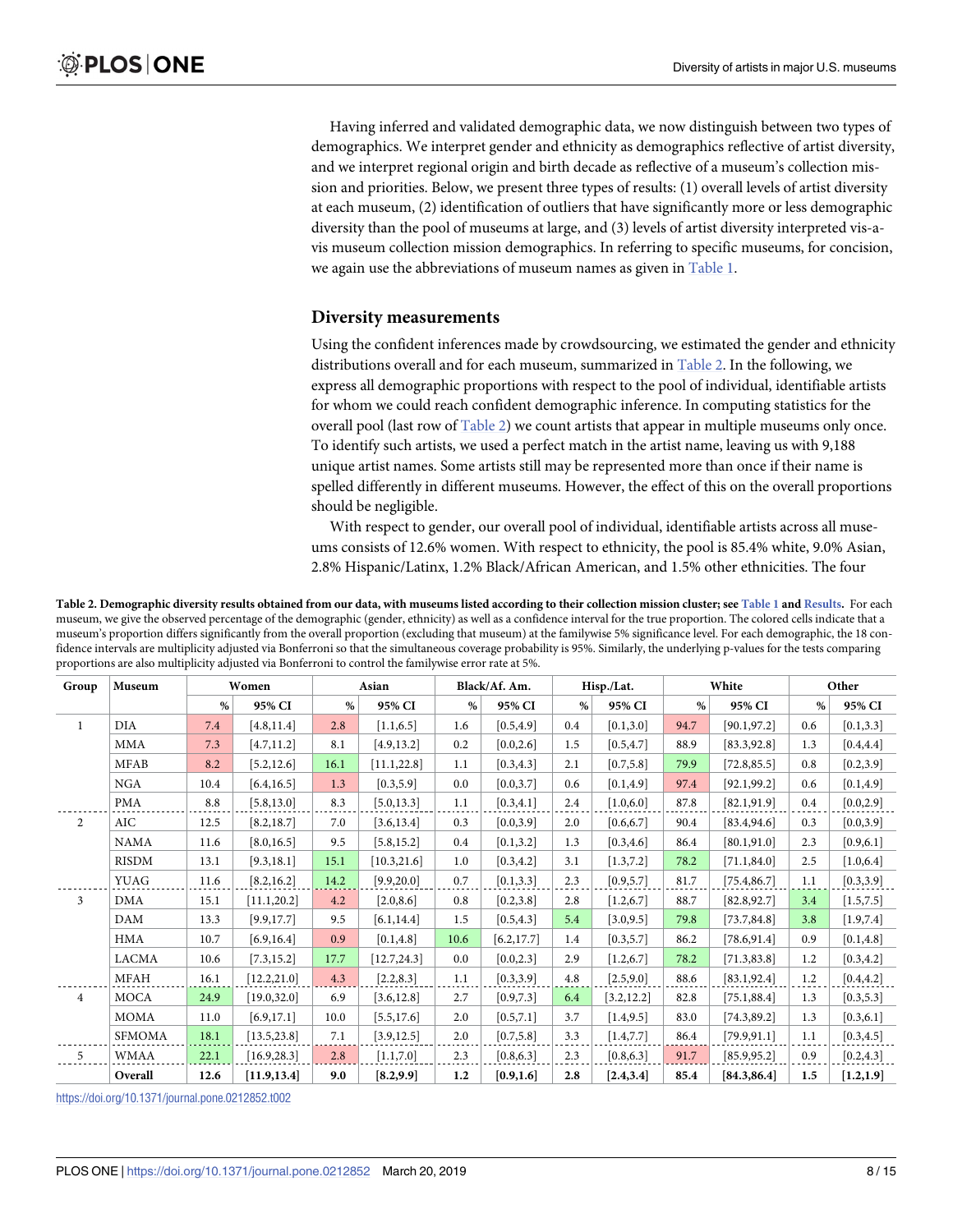Having inferred and validated demographic data, we now distinguish between two types of demographics. We interpret gender and ethnicity as demographics reflective of artist diversity, and we interpret regional origin and birth decade as reflective of a museum's collection mission and priorities. Below, we present three types of results: (1) overall levels of artist diversity at each museum, (2) identification of outliers that have significantly more or less demographic diversity than the pool of museums at large, and (3) levels of artist diversity interpreted vis-a-vis museum collection mission demographics. In referring to specific museums, for concision, we again use the abbreviations of museum names as given in Table 1.

## Diversity measurements

Using the confident inferences made by crowdsourcing, we estimated the gender and ethnicity distributions overall and for each museum, summarized in Table 2. In the following, we express all demographic proportions with respect to the pool of individual, identifiable artists for whom we could reach confident demographic inference. In computing statistics for the overall pool (last row of Table 2) we count artists that appear in multiple museums only once. To identify such artists, we used a perfect match in the artist name, leaving us with 9,188 unique artist names. Some artists still may be represented more than once if their name is spelled differently in different museums. However, the effect of this on the overall proportions should be negligible.

With respect to gender, our overall pool of individual, identifiable artists across all museums consists of 12.6% women. With respect to ethnicity, the pool is 85.4% white, 9.0% Asian, 2.8% Hispanic/Latinx, 1.2% Black/African American, and 1.5% other ethnicities. The four

**Table 2. Demographic diversity results obtained from our data, with museums listed according to their collection mission cluster; see Table 1 and Results.** For each museum, we give the observed percentage of the demographic (gender, ethnicity) as well as a confidence interval for the true proportion. The colored cells indicate that a museum's proportion differs significantly from the overall proportion (excluding that museum) at the familywise 5% significance level. For each demographic, the 18 confidence intervals are multiplicity adjusted via Bonferroni so that the simultaneous coverage probability is 95%. Similarly, the underlying p-values for the tests comparing proportions are also multiplicity adjusted via Bonferroni to control the familywise error rate at 5%.

| Group | Museum | Women | | Asian | | Black/Af. Am. | | Hisp./Lat. | | White | | Other | |
|---|---|---|---|---|---|---|---|---|---|---|---|---|---|
| | | % | 95% CI | % | 95% CI | % | 95% CI | % | 95% CI | % | 95% CI | % | 95% CI |
| 1 | DIA | 7.4 | [4.8,11.4] | 2.8 | [1.1,6.5] | 1.6 | [0.5,4.9] | 0.4 | [0.1,3.0] | 94.7 | [90.1,97.2] | 0.6 | [0.1,3.3] |
| | MMA | 7.3 | [4.7,11.2] | 8.1 | [4.9,13.2] | 0.2 | [0.0,2.6] | 1.5 | [0.5,4.7] | 88.9 | [83.3,92.8] | 1.3 | [0.4,4.4] |
| | MFAB | 8.2 | [5.2,12.6] | 16.1 | [11.1,22.8] | 1.1 | [0.3,4.3] | 2.1 | [0.7,5.8] | 79.9 | [72.8,85.5] | 0.8 | [0.2,3.9] |
| | NGA | 10.4 | [6.4,16.5] | 1.3 | [0.3,5.9] | 0.0 | [0.0,3.7] | 0.6 | [0.1,4.9] | 97.4 | [92.1,99.2] | 0.6 | [0.1,4.9] |
| | PMA | 8.8 | [5.8,13.0] | 8.3 | [5.0,13.3] | 1.1 | [0.3,4.1] | 2.4 | [1.0,6.0] | 87.8 | [82.1,91.9] | 0.4 | [0.0,2.9] |
| 2 | AIC | 12.5 | [8.2,18.7] | 7.0 | [3.6,13.4] | 0.3 | [0.0,3.9] | 2.0 | [0.6,6.7] | 90.4 | [83.4,94.6] | 0.3 | [0.0,3.9] |
| | NAMA | 11.6 | [8.0,16.5] | 9.5 | [5.8,15.2] | 0.4 | [0.1,3.2] | 1.3 | [0.3,4.6] | 86.4 | [80.1,91.0] | 2.3 | [0.9,6.1] |
| | RISDM | 13.1 | [9.3,18.1] | 15.1 | [10.3,21.6] | 1.0 | [0.3,4.2] | 3.1 | [1.3,7.2] | 78.2 | [71.1,84.0] | 2.5 | [1.0,6.4] |
| | YUAG | 11.6 | [8.2,16.2] | 14.2 | [9.9,20.0] | 0.7 | [0.1,3.3] | 2.3 | [0.9,5.7] | 81.7 | [75.4,86.7] | 1.1 | [0.3,3.9] |
| 3 | DMA | 15.1 | [11.1,20.2] | 4.2 | [2.0,8.6] | 0.8 | [0.2,3.8] | 2.8 | [1.2,6.7] | 88.7 | [82.8,92.7] | 3.4 | [1.5,7.5] |
| | DAM | 13.3 | [9.9,17.7] | 9.5 | [6.1,14.4] | 1.5 | [0.5,4.3] | 5.4 | [3.0,9.5] | 79.8 | [73.7,84.8] | 3.8 | [1.9,7.4] |
| | HMA | 10.7 | [6.9,16.4] | 0.9 | [0.1,4.8] | 10.6 | [6.2,17.7] | 1.4 | [0.3,5.7] | 86.2 | [78.6,91.4] | 0.9 | [0.1,4.8] |
| | LACMA | 10.6 | [7.3,15.2] | 17.7 | [12.7,24.3] | 0.0 | [0.0,2.3] | 2.9 | [1.2,6.7] | 78.2 | [71.3,83.8] | 1.2 | [0.3,4.2] |
| | MFAH | 16.1 | [12.2,21.0] | 4.3 | [2.2,8.3] | 1.1 | [0.3,3.9] | 4.8 | [2.5,9.0] | 88.6 | [83.1,92.4] | 1.2 | [0.4,4.2] |
| 4 | MOCA | 24.9 | [19.0,32.0] | 6.9 | [3.6,12.8] | 2.7 | [0.9,7.3] | 6.4 | [3.2,12.2] | 82.8 | [75.1,88.4] | 1.3 | [0.3,5.3] |
| | MOMA | 11.0 | [6.9,17.1] | 10.0 | [5.5,17.6] | 2.0 | [0.5,7.1] | 3.7 | [1.4,9.5] | 83.0 | [74.3,89.2] | 1.3 | [0.3,6.1] |
| | SFMOMA | 18.1 | [13.5,23.8] | 7.1 | [3.9,12.5] | 2.0 | [0.7,5.8] | 3.3 | [1.4,7.7] | 86.4 | [79.9,91.1] | 1.1 | [0.3,4.5] |
| 5 | WMAA | 22.1 | [16.9,28.3] | 2.8 | [1.1,7.0] | 2.3 | [0.8,6.3] | 2.3 | [0.8,6.3] | 91.7 | [85.9,95.2] | 0.9 | [0.2,4.3] |
| | **Overall** | **12.6** | **[11.9,13.4]** | **9.0** | **[8.2,9.9]** | **1.2** | **[0.9,1.6]** | **2.8** | **[2.4,3.4]** | **85.4** | **[84.3,86.4]** | **1.5** | **[1.2,1.9]** |

https://doi.org/10.1371/journal.pone.0212852.t002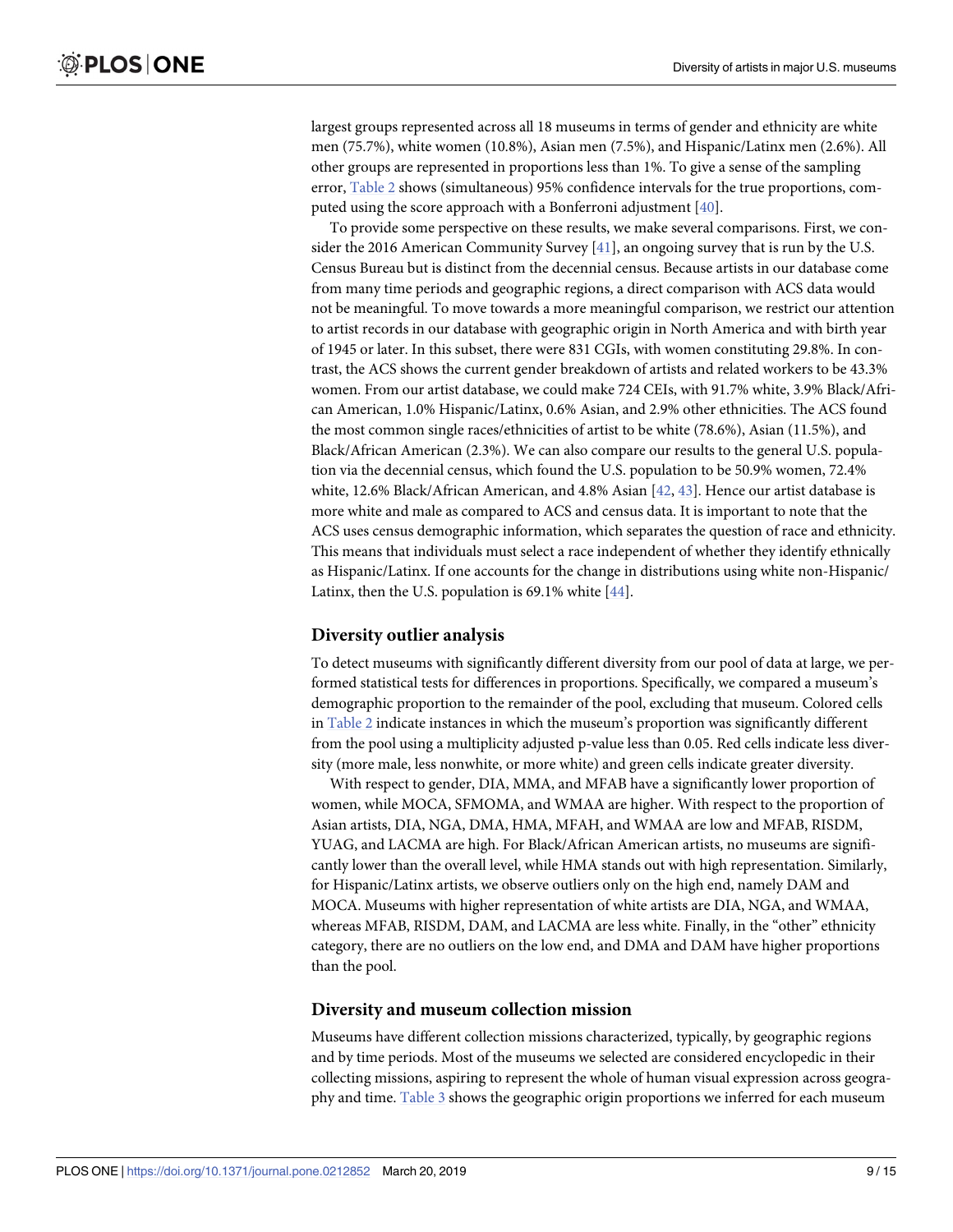largest groups represented across all 18 museums in terms of gender and ethnicity are white men (75.7%), white women (10.8%), Asian men (7.5%), and Hispanic/Latinx men (2.6%). All other groups are represented in proportions less than 1%. To give a sense of the sampling error, Table 2 shows (simultaneous) 95% confidence intervals for the true proportions, computed using the score approach with a Bonferroni adjustment [40].

To provide some perspective on these results, we make several comparisons. First, we consider the 2016 American Community Survey [41], an ongoing survey that is run by the U.S. Census Bureau but is distinct from the decennial census. Because artists in our database come from many time periods and geographic regions, a direct comparison with ACS data would not be meaningful. To move towards a more meaningful comparison, we restrict our attention to artist records in our database with geographic origin in North America and with birth year of 1945 or later. In this subset, there were 831 CGIs, with women constituting 29.8%. In contrast, the ACS shows the current gender breakdown of artists and related workers to be 43.3% women. From our artist database, we could make 724 CEIs, with 91.7% white, 3.9% Black/African American, 1.0% Hispanic/Latinx, 0.6% Asian, and 2.9% other ethnicities. The ACS found the most common single races/ethnicities of artist to be white (78.6%), Asian (11.5%), and Black/African American (2.3%). We can also compare our results to the general U.S. population via the decennial census, which found the U.S. population to be 50.9% women, 72.4% white, 12.6% Black/African American, and 4.8% Asian [42, 43]. Hence our artist database is more white and male as compared to ACS and census data. It is important to note that the ACS uses census demographic information, which separates the question of race and ethnicity. This means that individuals must select a race independent of whether they identify ethnically as Hispanic/Latinx. If one accounts for the change in distributions using white non-Hispanic/Latinx, then the U.S. population is 69.1% white [44].

## Diversity outlier analysis

To detect museums with significantly different diversity from our pool of data at large, we performed statistical tests for differences in proportions. Specifically, we compared a museum's demographic proportion to the remainder of the pool, excluding that museum. Colored cells in Table 2 indicate instances in which the museum's proportion was significantly different from the pool using a multiplicity adjusted p-value less than 0.05. Red cells indicate less diversity (more male, less nonwhite, or more white) and green cells indicate greater diversity.

With respect to gender, DIA, MMA, and MFAB have a significantly lower proportion of women, while MOCA, SFMOMA, and WMAA are higher. With respect to the proportion of Asian artists, DIA, NGA, DMA, HMA, MFAH, and WMAA are low and MFAB, RISDM, YUAG, and LACMA are high. For Black/African American artists, no museums are significantly lower than the overall level, while HMA stands out with high representation. Similarly, for Hispanic/Latinx artists, we observe outliers only on the high end, namely DAM and MOCA. Museums with higher representation of white artists are DIA, NGA, and WMAA, whereas MFAB, RISDM, DAM, and LACMA are less white. Finally, in the "other" ethnicity category, there are no outliers on the low end, and DMA and DAM have higher proportions than the pool.

## Diversity and museum collection mission

Museums have different collection missions characterized, typically, by geographic regions and by time periods. Most of the museums we selected are considered encyclopedic in their collecting missions, aspiring to represent the whole of human visual expression across geography and time. Table 3 shows the geographic origin proportions we inferred for each museum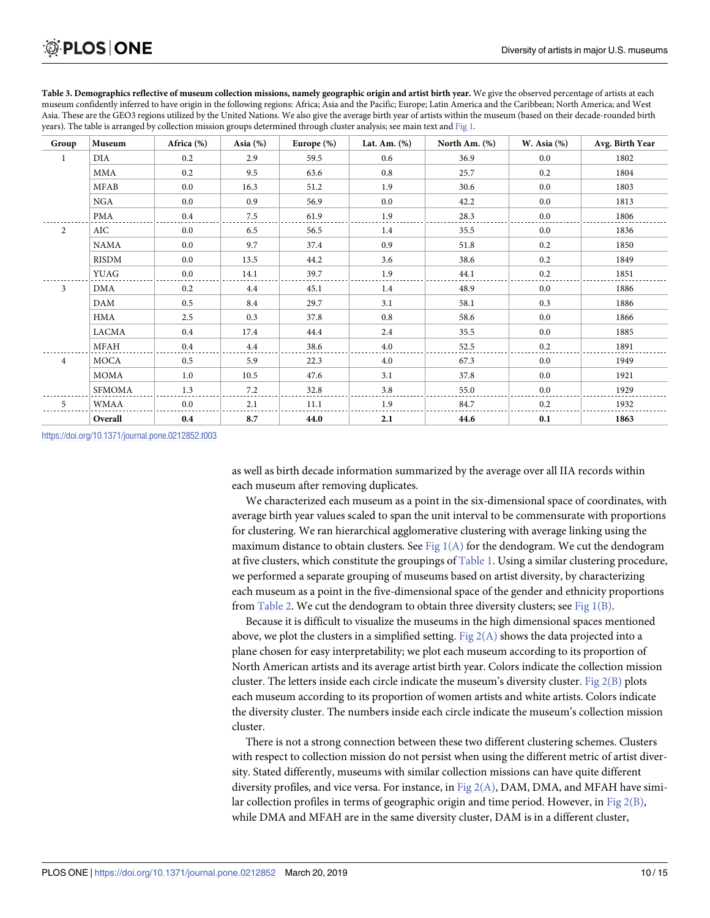**Table 3. Demographics reflective of museum collection missions, namely geographic origin and artist birth year.** We give the observed percentage of artists at each museum confidently inferred to have origin in the following regions: Africa; Asia and the Pacific; Europe; Latin America and the Caribbean; North America; and West Asia. These are the GEO3 regions utilized by the United Nations. We also give the average birth year of artists within the museum (based on their decade-rounded birth years). The table is arranged by collection mission groups determined through cluster analysis; see main text and Fig 1.

| Group | Museum | Africa (%) | Asia (%) | Europe (%) | Lat. Am. (%) | North Am. (%) | W. Asia (%) | Avg. Birth Year |
|---|---|---|---|---|---|---|---|---|
| 1 | DIA | 0.2 | 2.9 | 59.5 | 0.6 | 36.9 | 0.0 | 1802 |
| | MMA | 0.2 | 9.5 | 63.6 | 0.8 | 25.7 | 0.2 | 1804 |
| | MFAB | 0.0 | 16.3 | 51.2 | 1.9 | 30.6 | 0.0 | 1803 |
| | NGA | 0.0 | 0.9 | 56.9 | 0.0 | 42.2 | 0.0 | 1813 |
| | PMA | 0.4 | 7.5 | 61.9 | 1.9 | 28.3 | 0.0 | 1806 |
| 2 | AIC | 0.0 | 6.5 | 56.5 | 1.4 | 35.5 | 0.0 | 1836 |
| | NAMA | 0.0 | 9.7 | 37.4 | 0.9 | 51.8 | 0.2 | 1850 |
| | RISDM | 0.0 | 13.5 | 44.2 | 3.6 | 38.6 | 0.2 | 1849 |
| | YUAG | 0.0 | 14.1 | 39.7 | 1.9 | 44.1 | 0.2 | 1851 |
| 3 | DMA | 0.2 | 4.4 | 45.1 | 1.4 | 48.9 | 0.0 | 1886 |
| | DAM | 0.5 | 8.4 | 29.7 | 3.1 | 58.1 | 0.3 | 1886 |
| | HMA | 2.5 | 0.3 | 37.8 | 0.8 | 58.6 | 0.0 | 1866 |
| | LACMA | 0.4 | 17.4 | 44.4 | 2.4 | 35.5 | 0.0 | 1885 |
| | MFAH | 0.4 | 4.4 | 38.6 | 4.0 | 52.5 | 0.2 | 1891 |
| 4 | MOCA | 0.5 | 5.9 | 22.3 | 4.0 | 67.3 | 0.0 | 1949 |
| | MOMA | 1.0 | 10.5 | 47.6 | 3.1 | 37.8 | 0.0 | 1921 |
| | SFMOMA | 1.3 | 7.2 | 32.8 | 3.8 | 55.0 | 0.0 | 1929 |
| 5 | WMAA | 0.0 | 2.1 | 11.1 | 1.9 | 84.7 | 0.2 | 1932 |
| | **Overall** | **0.4** | **8.7** | **44.0** | **2.1** | **44.6** | **0.1** | **1863** |

https://doi.org/10.1371/journal.pone.0212852.t003

as well as birth decade information summarized by the average over all IIA records within each museum after removing duplicates.

We characterized each museum as a point in the six-dimensional space of coordinates, with average birth year values scaled to span the unit interval to be commensurate with proportions for clustering. We ran hierarchical agglomerative clustering with average linking using the maximum distance to obtain clusters. See Fig 1(A) for the dendogram. We cut the dendogram at five clusters, which constitute the groupings of Table 1. Using a similar clustering procedure, we performed a separate grouping of museums based on artist diversity, by characterizing each museum as a point in the five-dimensional space of the gender and ethnicity proportions from Table 2. We cut the dendogram to obtain three diversity clusters; see Fig 1(B).

Because it is difficult to visualize the museums in the high dimensional spaces mentioned above, we plot the clusters in a simplified setting. Fig 2(A) shows the data projected into a plane chosen for easy interpretability; we plot each museum according to its proportion of North American artists and its average artist birth year. Colors indicate the collection mission cluster. The letters inside each circle indicate the museum's diversity cluster. Fig 2(B) plots each museum according to its proportion of women artists and white artists. Colors indicate the diversity cluster. The numbers inside each circle indicate the museum's collection mission cluster.

There is not a strong connection between these two different clustering schemes. Clusters with respect to collection mission do not persist when using the different metric of artist diversity. Stated differently, museums with similar collection missions can have quite different diversity profiles, and vice versa. For instance, in Fig 2(A), DAM, DMA, and MFAH have similar collection profiles in terms of geographic origin and time period. However, in Fig 2(B), while DMA and MFAH are in the same diversity cluster, DAM is in a different cluster,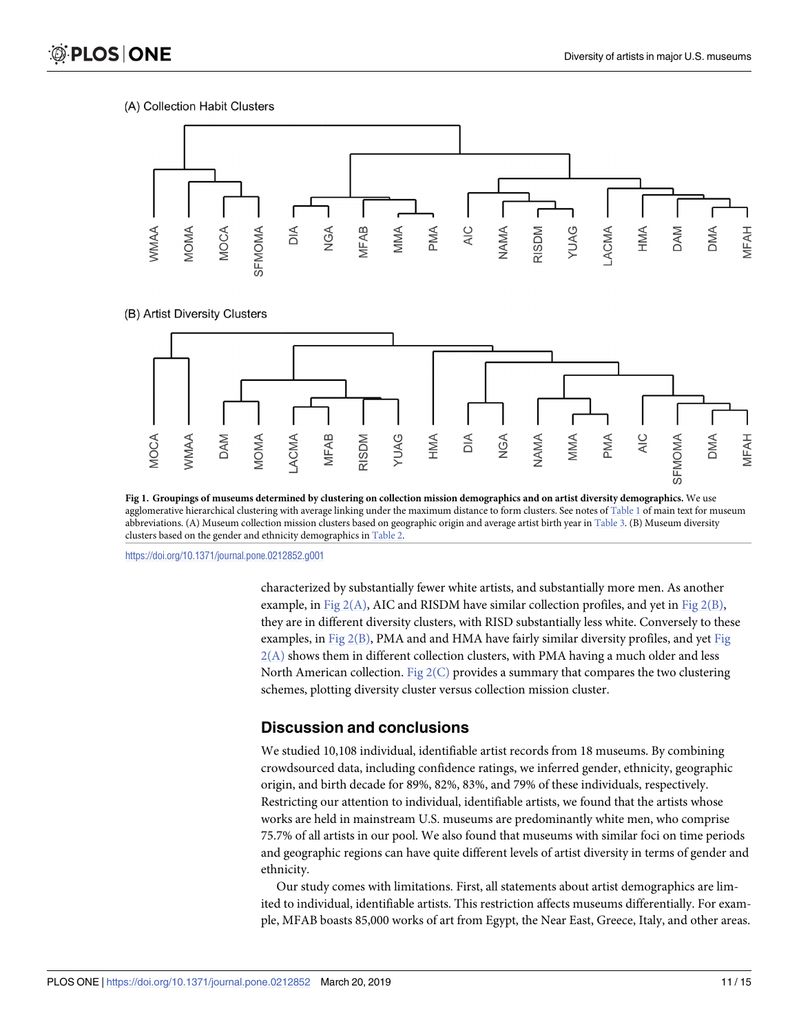(A) Collection Habit Clusters

(B) Artist Diversity Clusters

**Fig 1. Groupings of museums determined by clustering on collection mission demographics and on artist diversity demographics.** We use agglomerative hierarchical clustering with average linking under the maximum distance to form clusters. See notes of Table 1 of main text for museum abbreviations. (A) Museum collection mission clusters based on geographic origin and average artist birth year in Table 3. (B) Museum diversity clusters based on the gender and ethnicity demographics in Table 2.

https://doi.org/10.1371/journal.pone.0212852.g001

characterized by substantially fewer white artists, and substantially more men. As another example, in Fig 2(A), AIC and RISDM have similar collection profiles, and yet in Fig 2(B), they are in different diversity clusters, with RISD substantially less white. Conversely to these examples, in Fig 2(B), PMA and and HMA have fairly similar diversity profiles, and yet Fig 2(A) shows them in different collection clusters, with PMA having a much older and less North American collection. Fig 2(C) provides a summary that compares the two clustering schemes, plotting diversity cluster versus collection mission cluster.

## Discussion and conclusions

We studied 10,108 individual, identifiable artist records from 18 museums. By combining crowdsourced data, including confidence ratings, we inferred gender, ethnicity, geographic origin, and birth decade for 89%, 82%, 83%, and 79% of these individuals, respectively. Restricting our attention to individual, identifiable artists, we found that the artists whose works are held in mainstream U.S. museums are predominantly white men, who comprise 75.7% of all artists in our pool. We also found that museums with similar foci on time periods and geographic regions can have quite different levels of artist diversity in terms of gender and ethnicity.

Our study comes with limitations. First, all statements about artist demographics are limited to individual, identifiable artists. This restriction affects museums differentially. For example, MFAB boasts 85,000 works of art from Egypt, the Near East, Greece, Italy, and other areas.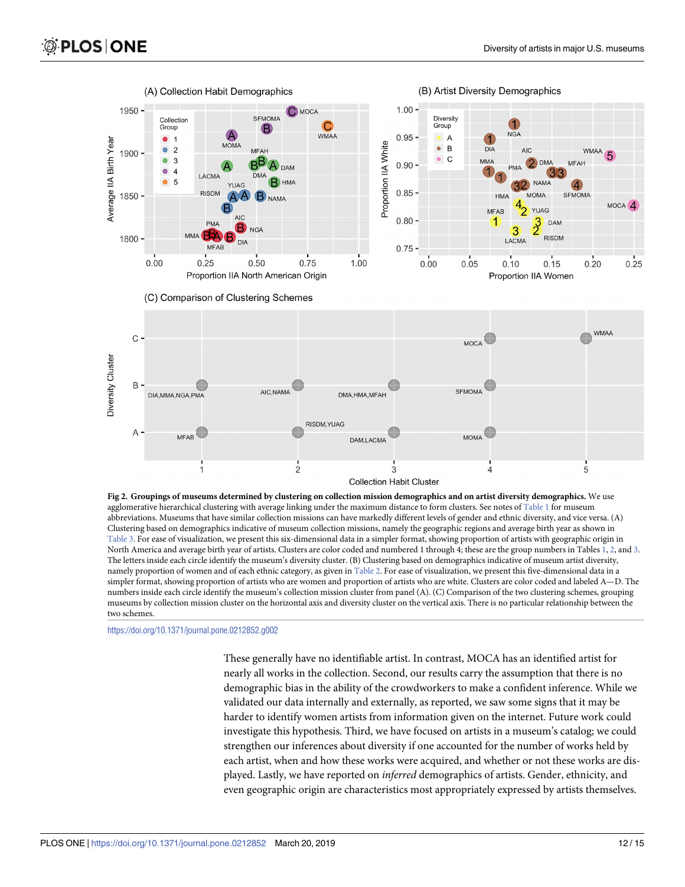**Fig 2. Groupings of museums determined by clustering on collection mission demographics and on artist diversity demographics.** We use agglomerative hierarchical clustering with average linking under the maximum distance to form clusters. See notes of Table 1 for museum abbreviations. Museums that have similar collection missions can have markedly different levels of gender and ethnic diversity, and vice versa. (A) Clustering based on demographics indicative of museum collection missions, namely the geographic regions and average birth year as shown in Table 3. For ease of visualization, we present this six-dimensional data in a simpler format, showing proportion of artists with geographic origin in North America and average birth year of artists. Clusters are color coded and numbered 1 through 4; these are the group numbers in Tables 1, 2, and 3. The letters inside each circle identify the museum's diversity cluster. (B) Clustering based on demographics indicative of museum artist diversity, namely proportion of women and of each ethnic category, as given in Table 2. For ease of visualization, we present this five-dimensional data in a simpler format, showing proportion of artists who are women and proportion of artists who are white. Clusters are color coded and labeled A—D. The numbers inside each circle identify the museum's collection mission cluster from panel (A). (C) Comparison of the two clustering schemes, grouping museums by collection mission cluster on the horizontal axis and diversity cluster on the vertical axis. There is no particular relationship between the two schemes.

https://doi.org/10.1371/journal.pone.0212852.g002

These generally have no identifiable artist. In contrast, MOCA has an identified artist for nearly all works in the collection. Second, our results carry the assumption that there is no demographic bias in the ability of the crowdworkers to make a confident inference. While we validated our data internally and externally, as reported, we saw some signs that it may be harder to identify women artists from information given on the internet. Future work could investigate this hypothesis. Third, we have focused on artists in a museum's catalog; we could strengthen our inferences about diversity if one accounted for the number of works held by each artist, when and how these works were acquired, and whether or not these works are displayed. Lastly, we have reported on *inferred* demographics of artists. Gender, ethnicity, and even geographic origin are characteristics most appropriately expressed by artists themselves.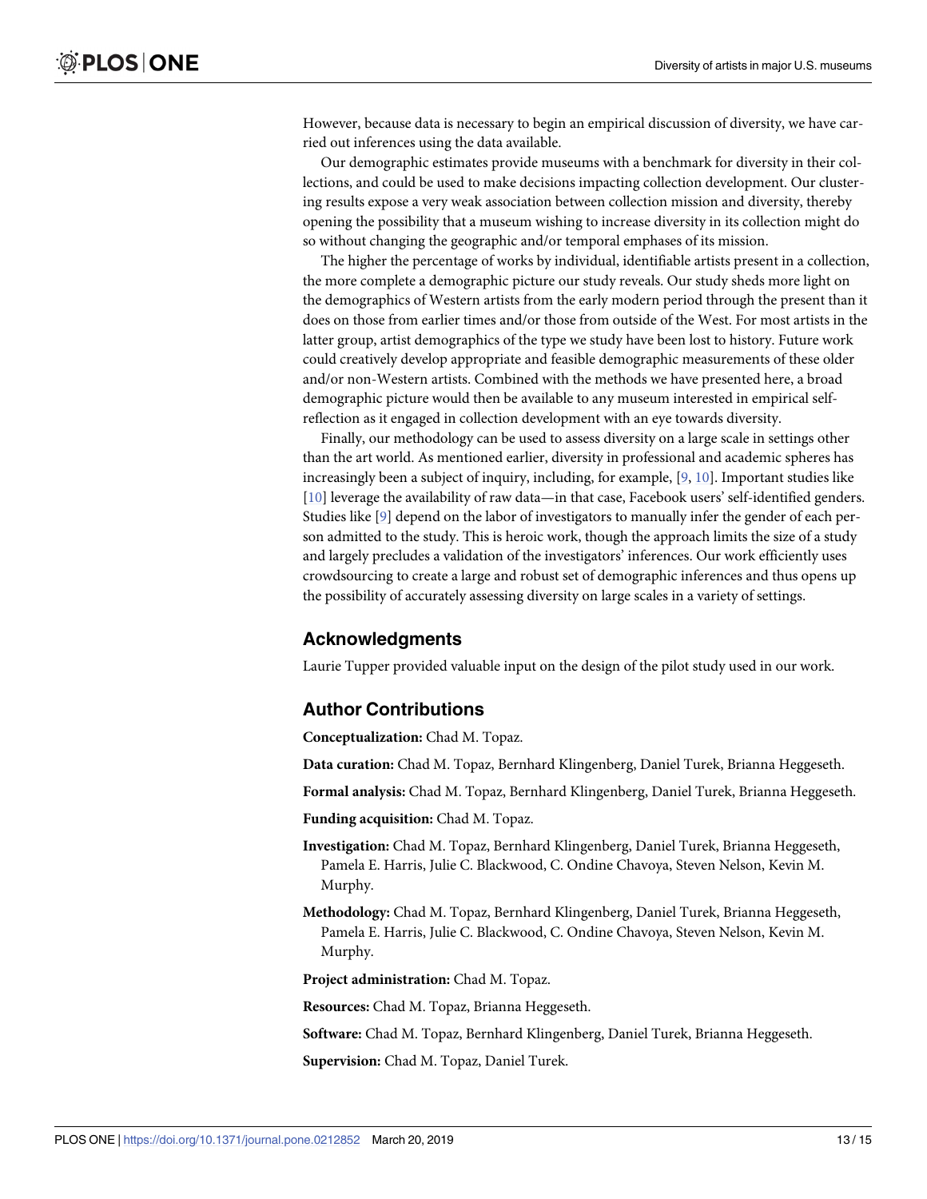However, because data is necessary to begin an empirical discussion of diversity, we have carried out inferences using the data available.

Our demographic estimates provide museums with a benchmark for diversity in their collections, and could be used to make decisions impacting collection development. Our clustering results expose a very weak association between collection mission and diversity, thereby opening the possibility that a museum wishing to increase diversity in its collection might do so without changing the geographic and/or temporal emphases of its mission.

The higher the percentage of works by individual, identifiable artists present in a collection, the more complete a demographic picture our study reveals. Our study sheds more light on the demographics of Western artists from the early modern period through the present than it does on those from earlier times and/or those from outside of the West. For most artists in the latter group, artist demographics of the type we study have been lost to history. Future work could creatively develop appropriate and feasible demographic measurements of these older and/or non-Western artists. Combined with the methods we have presented here, a broad demographic picture would then be available to any museum interested in empirical self-reflection as it engaged in collection development with an eye towards diversity.

Finally, our methodology can be used to assess diversity on a large scale in settings other than the art world. As mentioned earlier, diversity in professional and academic spheres has increasingly been a subject of inquiry, including, for example, [9, 10]. Important studies like [10] leverage the availability of raw data—in that case, Facebook users' self-identified genders. Studies like [9] depend on the labor of investigators to manually infer the gender of each person admitted to the study. This is heroic work, though the approach limits the size of a study and largely precludes a validation of the investigators' inferences. Our work efficiently uses crowdsourcing to create a large and robust set of demographic inferences and thus opens up the possibility of accurately assessing diversity on large scales in a variety of settings.

## Acknowledgments

Laurie Tupper provided valuable input on the design of the pilot study used in our work.

## Author Contributions

**Conceptualization:** Chad M. Topaz.

**Data curation:** Chad M. Topaz, Bernhard Klingenberg, Daniel Turek, Brianna Heggeseth.

**Formal analysis:** Chad M. Topaz, Bernhard Klingenberg, Daniel Turek, Brianna Heggeseth.

**Funding acquisition:** Chad M. Topaz.

**Investigation:** Chad M. Topaz, Bernhard Klingenberg, Daniel Turek, Brianna Heggeseth, Pamela E. Harris, Julie C. Blackwood, C. Ondine Chavoya, Steven Nelson, Kevin M. Murphy.

**Methodology:** Chad M. Topaz, Bernhard Klingenberg, Daniel Turek, Brianna Heggeseth, Pamela E. Harris, Julie C. Blackwood, C. Ondine Chavoya, Steven Nelson, Kevin M. Murphy.

**Project administration:** Chad M. Topaz.

**Resources:** Chad M. Topaz, Brianna Heggeseth.

**Software:** Chad M. Topaz, Bernhard Klingenberg, Daniel Turek, Brianna Heggeseth.

**Supervision:** Chad M. Topaz, Daniel Turek.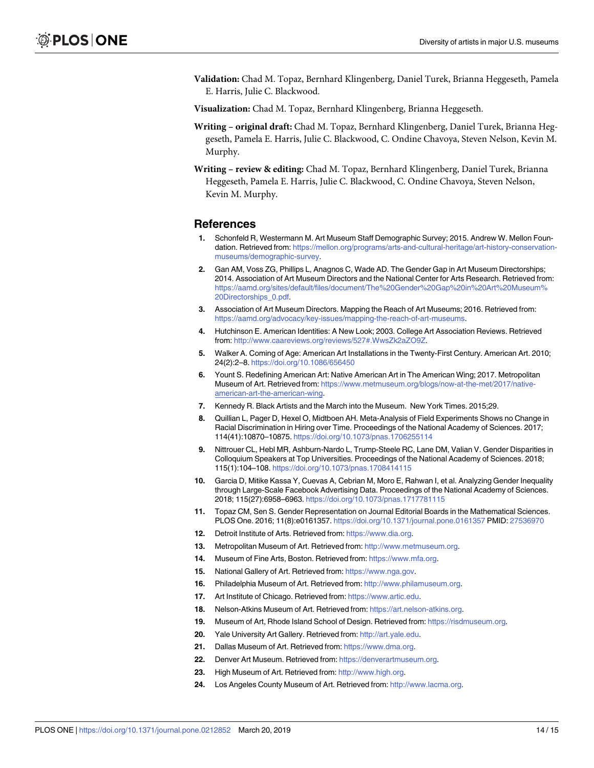**Validation:** Chad M. Topaz, Bernhard Klingenberg, Daniel Turek, Brianna Heggeseth, Pamela E. Harris, Julie C. Blackwood.

**Visualization:** Chad M. Topaz, Bernhard Klingenberg, Brianna Heggeseth.

**Writing – original draft:** Chad M. Topaz, Bernhard Klingenberg, Daniel Turek, Brianna Heggeseth, Pamela E. Harris, Julie C. Blackwood, C. Ondine Chavoya, Steven Nelson, Kevin M. Murphy.

**Writing – review & editing:** Chad M. Topaz, Bernhard Klingenberg, Daniel Turek, Brianna Heggeseth, Pamela E. Harris, Julie C. Blackwood, C. Ondine Chavoya, Steven Nelson, Kevin M. Murphy.

## References

1. Schonfeld R, Westermann M. Art Museum Staff Demographic Survey; 2015. Andrew W. Mellon Foundation. Retrieved from: https://mellon.org/programs/arts-and-cultural-heritage/art-history-conservation-museums/demographic-survey.
2. Gan AM, Voss ZG, Phillips L, Anagnos C, Wade AD. The Gender Gap in Art Museum Directorships; 2014. Association of Art Museum Directors and the National Center for Arts Research. Retrieved from: https://aamd.org/sites/default/files/document/The%20Gender%20Gap%20in%20Art%20Museum%20Directorships_0.pdf.
3. Association of Art Museum Directors. Mapping the Reach of Art Museums; 2016. Retrieved from: https://aamd.org/advocacy/key-issues/mapping-the-reach-of-art-museums.
4. Hutchinson E. American Identities: A New Look; 2003. College Art Association Reviews. Retrieved from: http://www.caareviews.org/reviews/527#.WwsZk2aZO9Z.
5. Walker A. Coming of Age: American Art Installations in the Twenty-First Century. American Art. 2010; 24(2):2–8. https://doi.org/10.1086/656450
6. Yount S. Redefining American Art: Native American Art in The American Wing; 2017. Metropolitan Museum of Art. Retrieved from: https://www.metmuseum.org/blogs/now-at-the-met/2017/native-american-art-the-american-wing.
7. Kennedy R. Black Artists and the March into the Museum. New York Times. 2015;29.
8. Quillian L, Pager D, Hexel O, Midtboen AH. Meta-Analysis of Field Experiments Shows no Change in Racial Discrimination in Hiring over Time. Proceedings of the National Academy of Sciences. 2017; 114(41):10870–10875. https://doi.org/10.1073/pnas.1706255114
9. Nittrouer CL, Hebl MR, Ashburn-Nardo L, Trump-Steele RC, Lane DM, Valian V. Gender Disparities in Colloquium Speakers at Top Universities. Proceedings of the National Academy of Sciences. 2018; 115(1):104–108. https://doi.org/10.1073/pnas.1708414115
10. Garcia D, Mitike Kassa Y, Cuevas A, Cebrian M, Moro E, Rahwan I, et al. Analyzing Gender Inequality through Large-Scale Facebook Advertising Data. Proceedings of the National Academy of Sciences. 2018; 115(27):6958–6963. https://doi.org/10.1073/pnas.1717781115
11. Topaz CM, Sen S. Gender Representation on Journal Editorial Boards in the Mathematical Sciences. PLOS One. 2016; 11(8):e0161357. https://doi.org/10.1371/journal.pone.0161357 PMID: 27536970
12. Detroit Institute of Arts. Retrieved from: https://www.dia.org.
13. Metropolitan Museum of Art. Retrieved from: http://www.metmuseum.org.
14. Museum of Fine Arts, Boston. Retrieved from: https://www.mfa.org.
15. National Gallery of Art. Retrieved from: https://www.nga.gov.
16. Philadelphia Museum of Art. Retrieved from: http://www.philamuseum.org.
17. Art Institute of Chicago. Retrieved from: https://www.artic.edu.
18. Nelson-Atkins Museum of Art. Retrieved from: https://art.nelson-atkins.org.
19. Museum of Art, Rhode Island School of Design. Retrieved from: https://risdmuseum.org.
20. Yale University Art Gallery. Retrieved from: http://art.yale.edu.
21. Dallas Museum of Art. Retrieved from: https://www.dma.org.
22. Denver Art Museum. Retrieved from: https://denverartmuseum.org.
23. High Museum of Art. Retrieved from: http://www.high.org.
24. Los Angeles County Museum of Art. Retrieved from: http://www.lacma.org.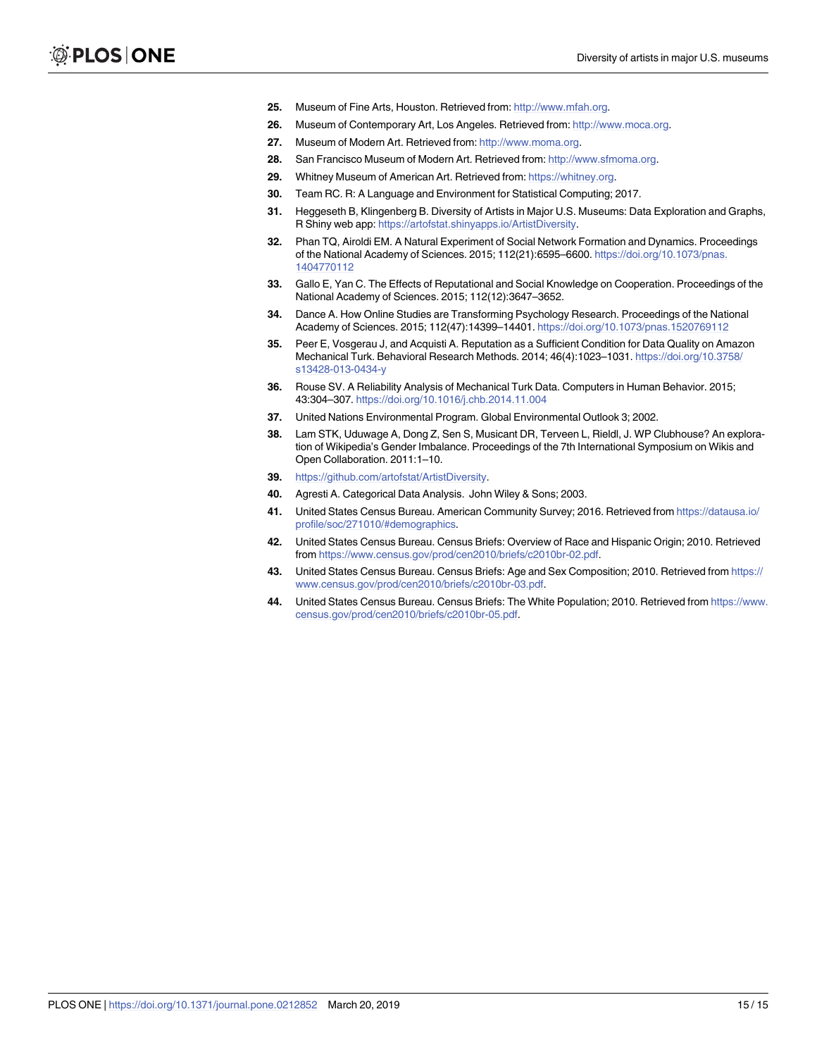25. Museum of Fine Arts, Houston. Retrieved from: http://www.mfah.org.
26. Museum of Contemporary Art, Los Angeles. Retrieved from: http://www.moca.org.
27. Museum of Modern Art. Retrieved from: http://www.moma.org.
28. San Francisco Museum of Modern Art. Retrieved from: http://www.sfmoma.org.
29. Whitney Museum of American Art. Retrieved from: https://whitney.org.
30. Team RC. R: A Language and Environment for Statistical Computing; 2017.
31. Heggeseth B, Klingenberg B. Diversity of Artists in Major U.S. Museums: Data Exploration and Graphs, R Shiny web app: https://artofstat.shinyapps.io/ArtistDiversity.
32. Phan TQ, Airoldi EM. A Natural Experiment of Social Network Formation and Dynamics. Proceedings of the National Academy of Sciences. 2015; 112(21):6595–6600. https://doi.org/10.1073/pnas.1404770112
33. Gallo E, Yan C. The Effects of Reputational and Social Knowledge on Cooperation. Proceedings of the National Academy of Sciences. 2015; 112(12):3647–3652.
34. Dance A. How Online Studies are Transforming Psychology Research. Proceedings of the National Academy of Sciences. 2015; 112(47):14399–14401. https://doi.org/10.1073/pnas.1520769112
35. Peer E, Vosgerau J, and Acquisti A. Reputation as a Sufficient Condition for Data Quality on Amazon Mechanical Turk. Behavioral Research Methods. 2014; 46(4):1023–1031. https://doi.org/10.3758/s13428-013-0434-y
36. Rouse SV. A Reliability Analysis of Mechanical Turk Data. Computers in Human Behavior. 2015; 43:304–307. https://doi.org/10.1016/j.chb.2014.11.004
37. United Nations Environmental Program. Global Environmental Outlook 3; 2002.
38. Lam STK, Uduwage A, Dong Z, Sen S, Musicant DR, Terveen L, Rieldl, J. WP Clubhouse? An exploration of Wikipedia's Gender Imbalance. Proceedings of the 7th International Symposium on Wikis and Open Collaboration. 2011:1–10.
39. https://github.com/artofstat/ArtistDiversity.
40. Agresti A. Categorical Data Analysis. John Wiley & Sons; 2003.
41. United States Census Bureau. American Community Survey; 2016. Retrieved from https://datausa.io/profile/soc/271010/#demographics.
42. United States Census Bureau. Census Briefs: Overview of Race and Hispanic Origin; 2010. Retrieved from https://www.census.gov/prod/cen2010/briefs/c2010br-02.pdf.
43. United States Census Bureau. Census Briefs: Age and Sex Composition; 2010. Retrieved from https://www.census.gov/prod/cen2010/briefs/c2010br-03.pdf.
44. United States Census Bureau. Census Briefs: The White Population; 2010. Retrieved from https://www.census.gov/prod/cen2010/briefs/c2010br-05.pdf.